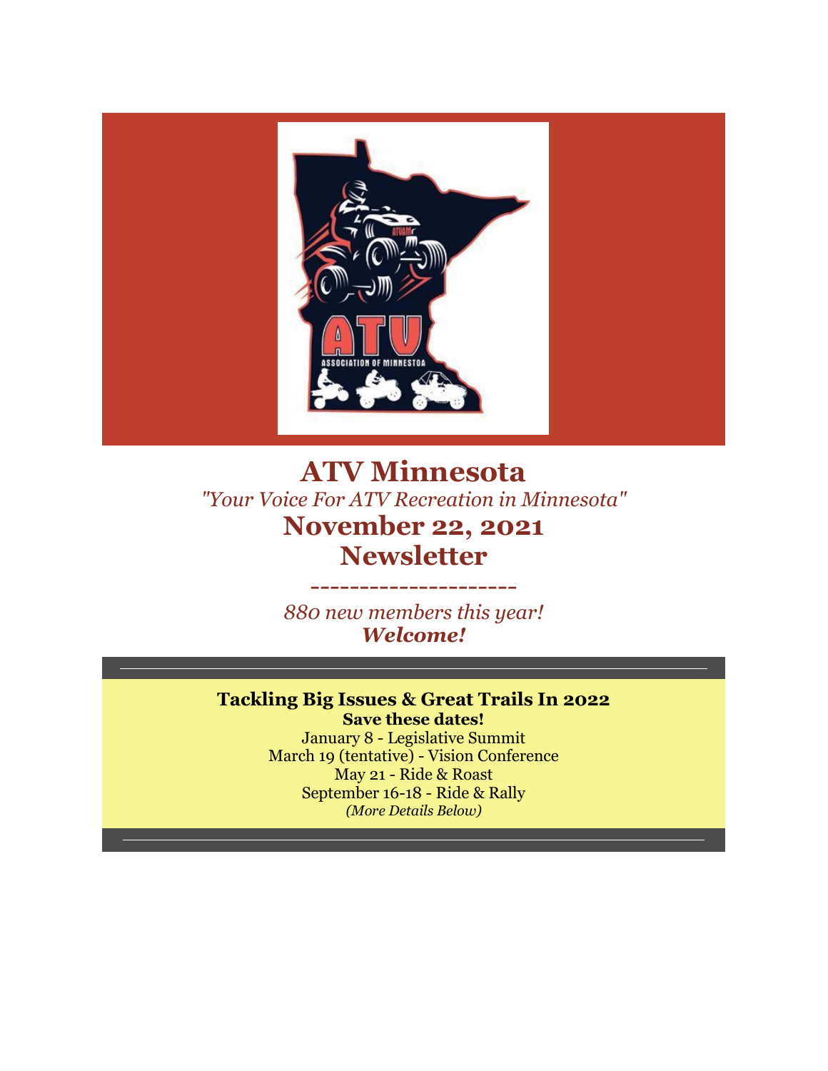# ATV Minnesota

*"Your Voice For ATV Recreation in Minnesota"*

## November 22, 2021 Newsletter

---------------------

*880 new members this year!*
***Welcome!***

**Tackling Big Issues & Great Trails In 2022**
**Save these dates!**

January 8 - Legislative Summit
March 19 (tentative) - Vision Conference
May 21 - Ride & Roast
September 16-18 - Ride & Rally
*(More Details Below)*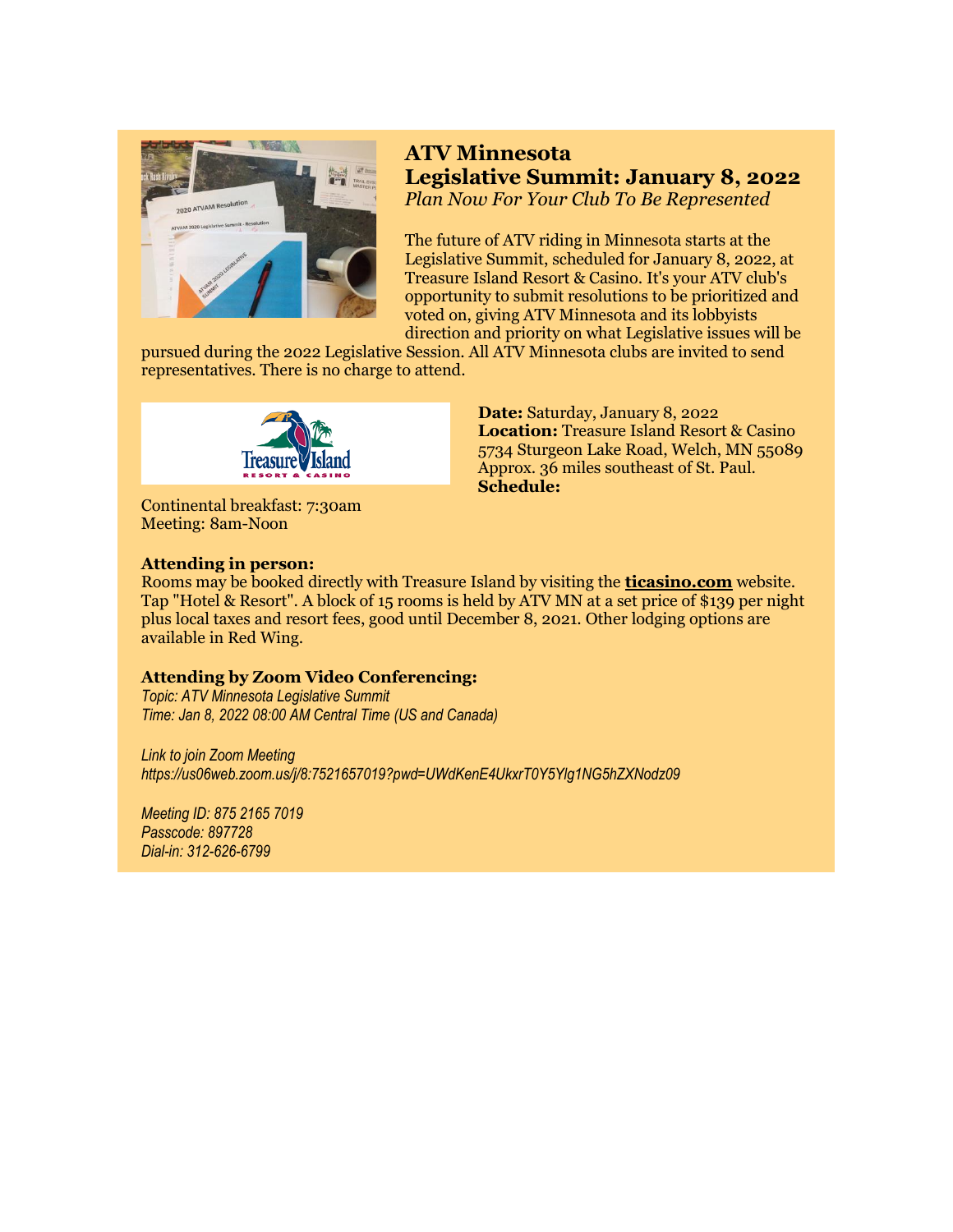## ATV Minnesota Legislative Summit: January 8, 2022

*Plan Now For Your Club To Be Represented*

The future of ATV riding in Minnesota starts at the Legislative Summit, scheduled for January 8, 2022, at Treasure Island Resort & Casino. It's your ATV club's opportunity to submit resolutions to be prioritized and voted on, giving ATV Minnesota and its lobbyists direction and priority on what Legislative issues will be pursued during the 2022 Legislative Session. All ATV Minnesota clubs are invited to send representatives. There is no charge to attend.

**Date:** Saturday, January 8, 2022
**Location:** Treasure Island Resort & Casino
5734 Sturgeon Lake Road, Welch, MN 55089
Approx. 36 miles southeast of St. Paul.
**Schedule:**

Continental breakfast: 7:30am
Meeting: 8am-Noon

**Attending in person:**
Rooms may be booked directly with Treasure Island by visiting the **ticasino.com** website. Tap "Hotel & Resort". A block of 15 rooms is held by ATV MN at a set price of $139 per night plus local taxes and resort fees, good until December 8, 2021. Other lodging options are available in Red Wing.

**Attending by Zoom Video Conferencing:**
*Topic: ATV Minnesota Legislative Summit*
*Time: Jan 8, 2022 08:00 AM Central Time (US and Canada)*

*Link to join Zoom Meeting*
*https://us06web.zoom.us/j/8:7521657019?pwd=UWdKenE4UkxrT0Y5Ylg1NG5hZXNodz09*

*Meeting ID: 875 2165 7019*
*Passcode: 897728*
*Dial-in: 312-626-6799*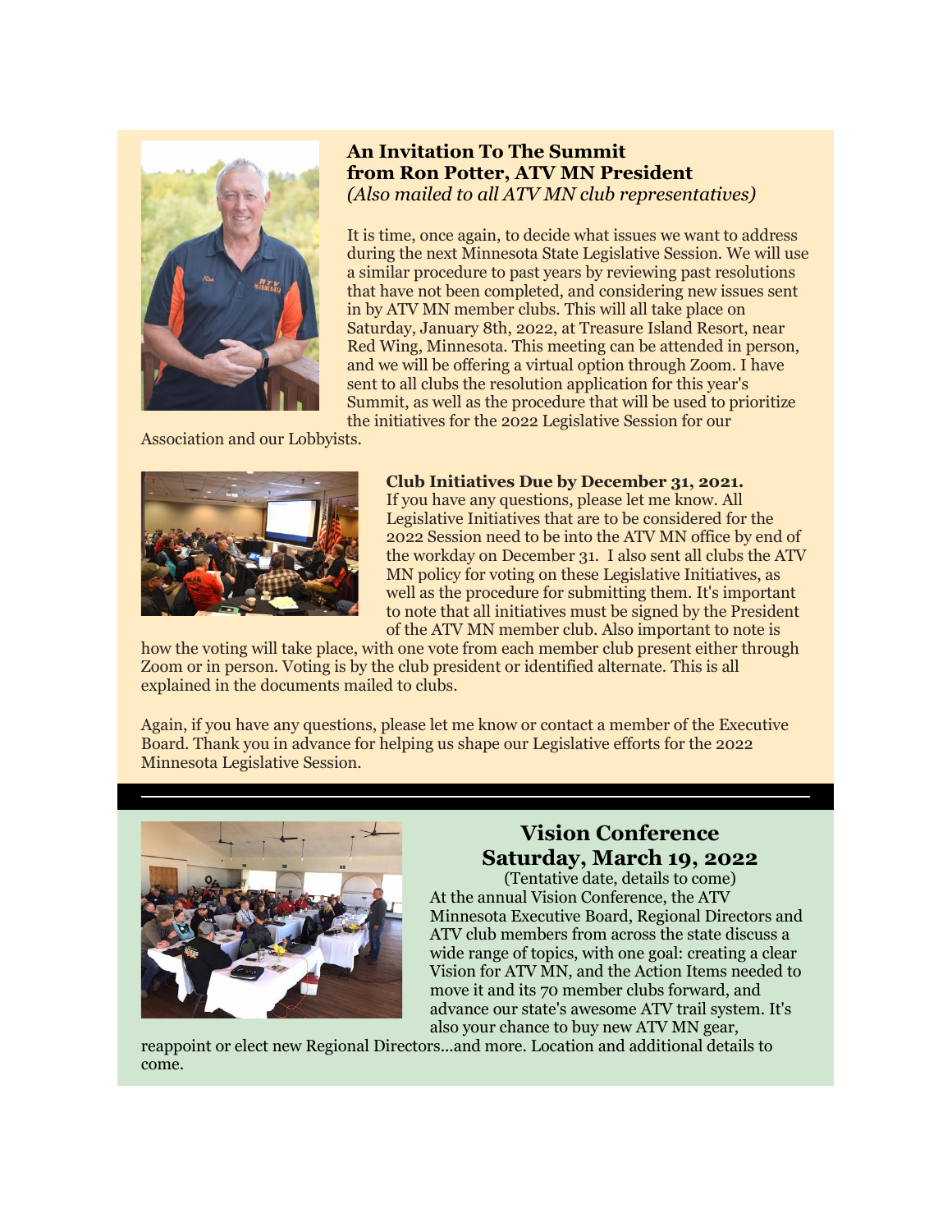### An Invitation To The Summit
### from Ron Potter, ATV MN President

*(Also mailed to all ATV MN club representatives)*

It is time, once again, to decide what issues we want to address during the next Minnesota State Legislative Session. We will use a similar procedure to past years by reviewing past resolutions that have not been completed, and considering new issues sent in by ATV MN member clubs. This will all take place on Saturday, January 8th, 2022, at Treasure Island Resort, near Red Wing, Minnesota. This meeting can be attended in person, and we will be offering a virtual option through Zoom. I have sent to all clubs the resolution application for this year's Summit, as well as the procedure that will be used to prioritize the initiatives for the 2022 Legislative Session for our Association and our Lobbyists.

**Club Initiatives Due by December 31, 2021.**
If you have any questions, please let me know. All Legislative Initiatives that are to be considered for the 2022 Session need to be into the ATV MN office by end of the workday on December 31. I also sent all clubs the ATV MN policy for voting on these Legislative Initiatives, as well as the procedure for submitting them. It's important to note that all initiatives must be signed by the President of the ATV MN member club. Also important to note is how the voting will take place, with one vote from each member club present either through Zoom or in person. Voting is by the club president or identified alternate. This is all explained in the documents mailed to clubs.

Again, if you have any questions, please let me know or contact a member of the Executive Board. Thank you in advance for helping us shape our Legislative efforts for the 2022 Minnesota Legislative Session.

---

## Vision Conference
## Saturday, March 19, 2022

(Tentative date, details to come)

At the annual Vision Conference, the ATV Minnesota Executive Board, Regional Directors and ATV club members from across the state discuss a wide range of topics, with one goal: creating a clear Vision for ATV MN, and the Action Items needed to move it and its 70 member clubs forward, and advance our state's awesome ATV trail system. It's also your chance to buy new ATV MN gear, reappoint or elect new Regional Directors...and more. Location and additional details to come.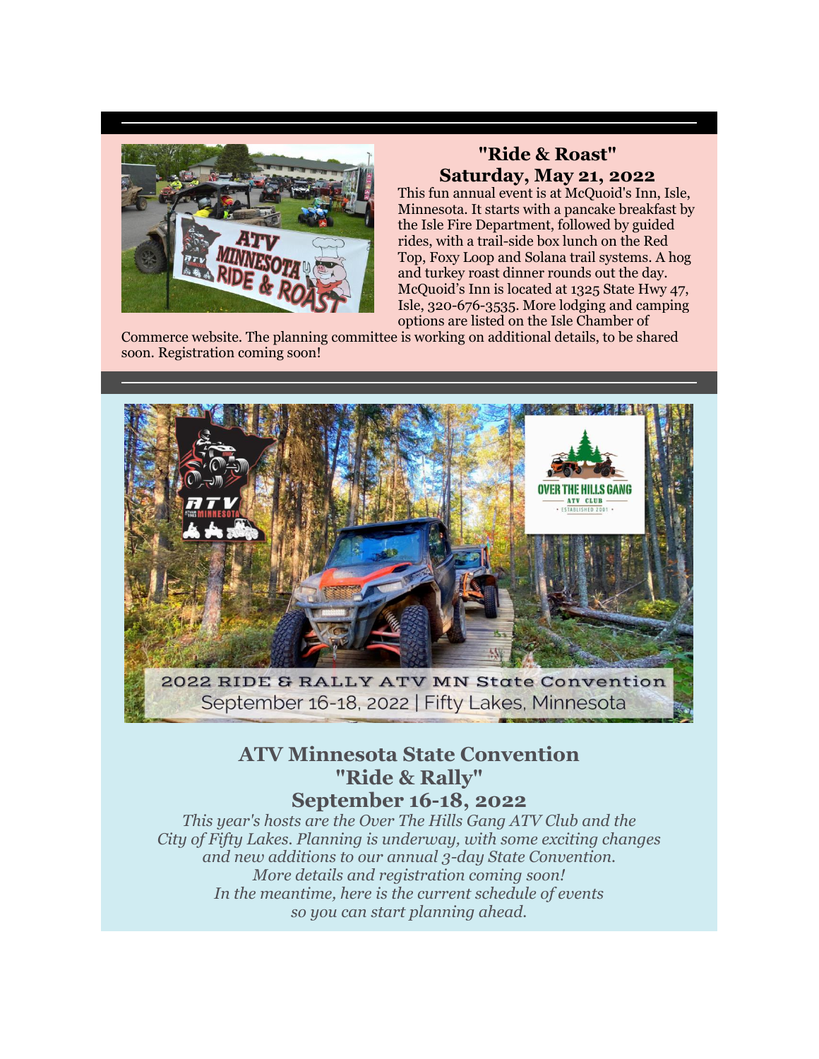## "Ride & Roast"
## Saturday, May 21, 2022

This fun annual event is at McQuoid's Inn, Isle, Minnesota. It starts with a pancake breakfast by the Isle Fire Department, followed by guided rides, with a trail-side box lunch on the Red Top, Foxy Loop and Solana trail systems. A hog and turkey roast dinner rounds out the day. McQuoid's Inn is located at 1325 State Hwy 47, Isle, 320-676-3535. More lodging and camping options are listed on the Isle Chamber of Commerce website. The planning committee is working on additional details, to be shared soon. Registration coming soon!

## ATV Minnesota State Convention
## "Ride & Rally"
## September 16-18, 2022

*This year's hosts are the Over The Hills Gang ATV Club and the City of Fifty Lakes. Planning is underway, with some exciting changes and new additions to our annual 3-day State Convention. More details and registration coming soon! In the meantime, here is the current schedule of events so you can start planning ahead.*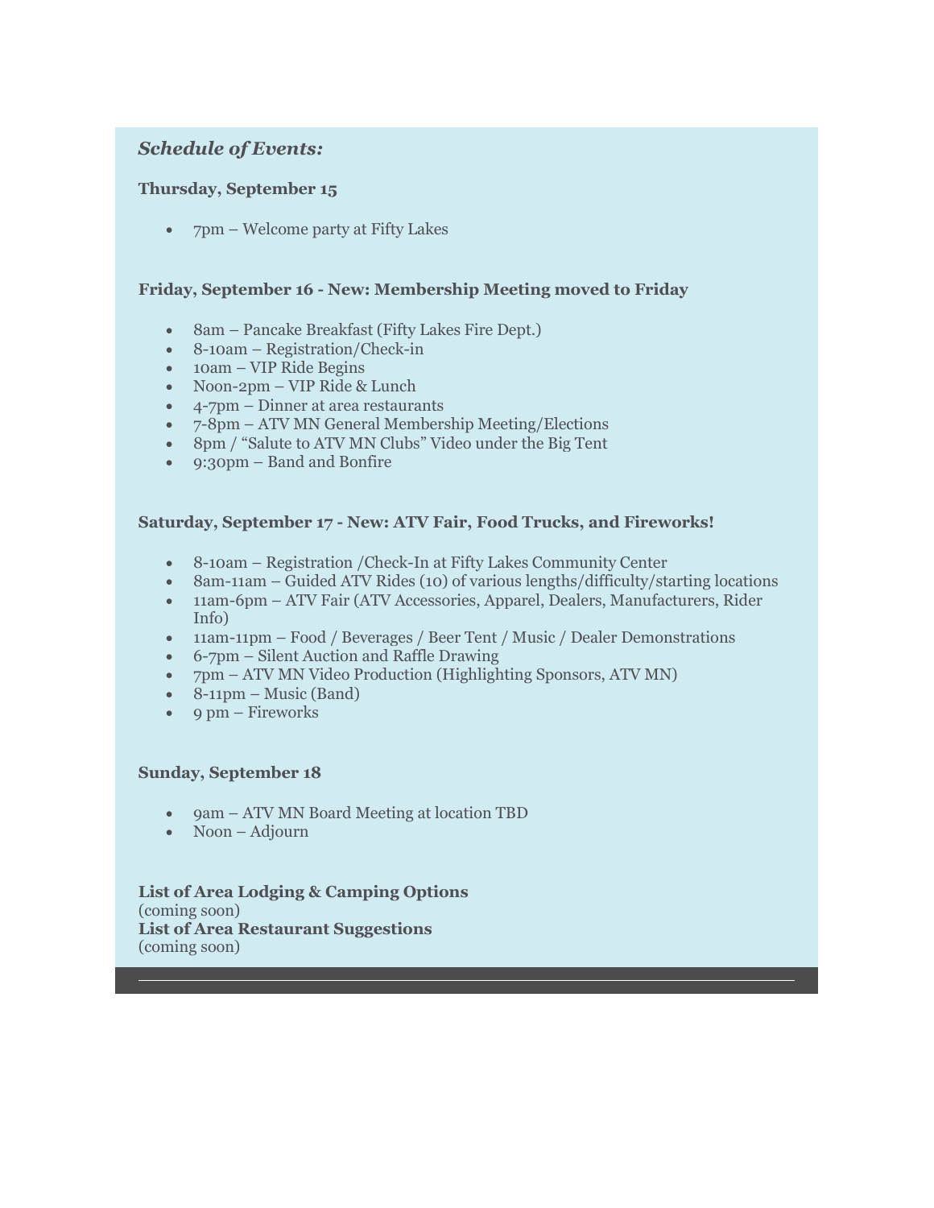## *Schedule of Events:*

**Thursday, September 15**

- 7pm – Welcome party at Fifty Lakes

**Friday, September 16 - New: Membership Meeting moved to Friday**

- 8am – Pancake Breakfast (Fifty Lakes Fire Dept.)
- 8-10am – Registration/Check-in
- 10am – VIP Ride Begins
- Noon-2pm – VIP Ride & Lunch
- 4-7pm – Dinner at area restaurants
- 7-8pm – ATV MN General Membership Meeting/Elections
- 8pm / "Salute to ATV MN Clubs" Video under the Big Tent
- 9:30pm – Band and Bonfire

**Saturday, September 17 - New: ATV Fair, Food Trucks, and Fireworks!**

- 8-10am – Registration /Check-In at Fifty Lakes Community Center
- 8am-11am – Guided ATV Rides (10) of various lengths/difficulty/starting locations
- 11am-6pm – ATV Fair (ATV Accessories, Apparel, Dealers, Manufacturers, Rider Info)
- 11am-11pm – Food / Beverages / Beer Tent / Music / Dealer Demonstrations
- 6-7pm – Silent Auction and Raffle Drawing
- 7pm – ATV MN Video Production (Highlighting Sponsors, ATV MN)
- 8-11pm – Music (Band)
- 9 pm – Fireworks

**Sunday, September 18**

- 9am – ATV MN Board Meeting at location TBD
- Noon – Adjourn

**List of Area Lodging & Camping Options**
(coming soon)
**List of Area Restaurant Suggestions**
(coming soon)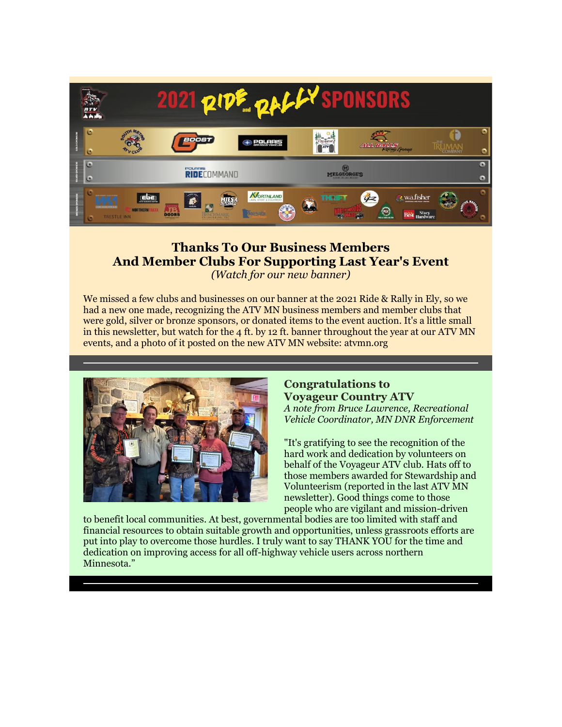## Thanks To Our Business Members And Member Clubs For Supporting Last Year's Event

*(Watch for our new banner)*

We missed a few clubs and businesses on our banner at the 2021 Ride & Rally in Ely, so we had a new one made, recognizing the ATV MN business members and member clubs that were gold, silver or bronze sponsors, or donated items to the event auction. It's a little small in this newsletter, but watch for the 4 ft. by 12 ft. banner throughout the year at our ATV MN events, and a photo of it posted on the new ATV MN website: atvmn.org

### Congratulations to Voyageur Country ATV

*A note from Bruce Lawrence, Recreational Vehicle Coordinator, MN DNR Enforcement*

"It's gratifying to see the recognition of the hard work and dedication by volunteers on behalf of the Voyageur ATV club. Hats off to those members awarded for Stewardship and Volunteerism (reported in the last ATV MN newsletter). Good things come to those people who are vigilant and mission-driven to benefit local communities. At best, governmental bodies are too limited with staff and financial resources to obtain suitable growth and opportunities, unless grassroots efforts are put into play to overcome those hurdles. I truly want to say THANK YOU for the time and dedication on improving access for all off-highway vehicle users across northern Minnesota."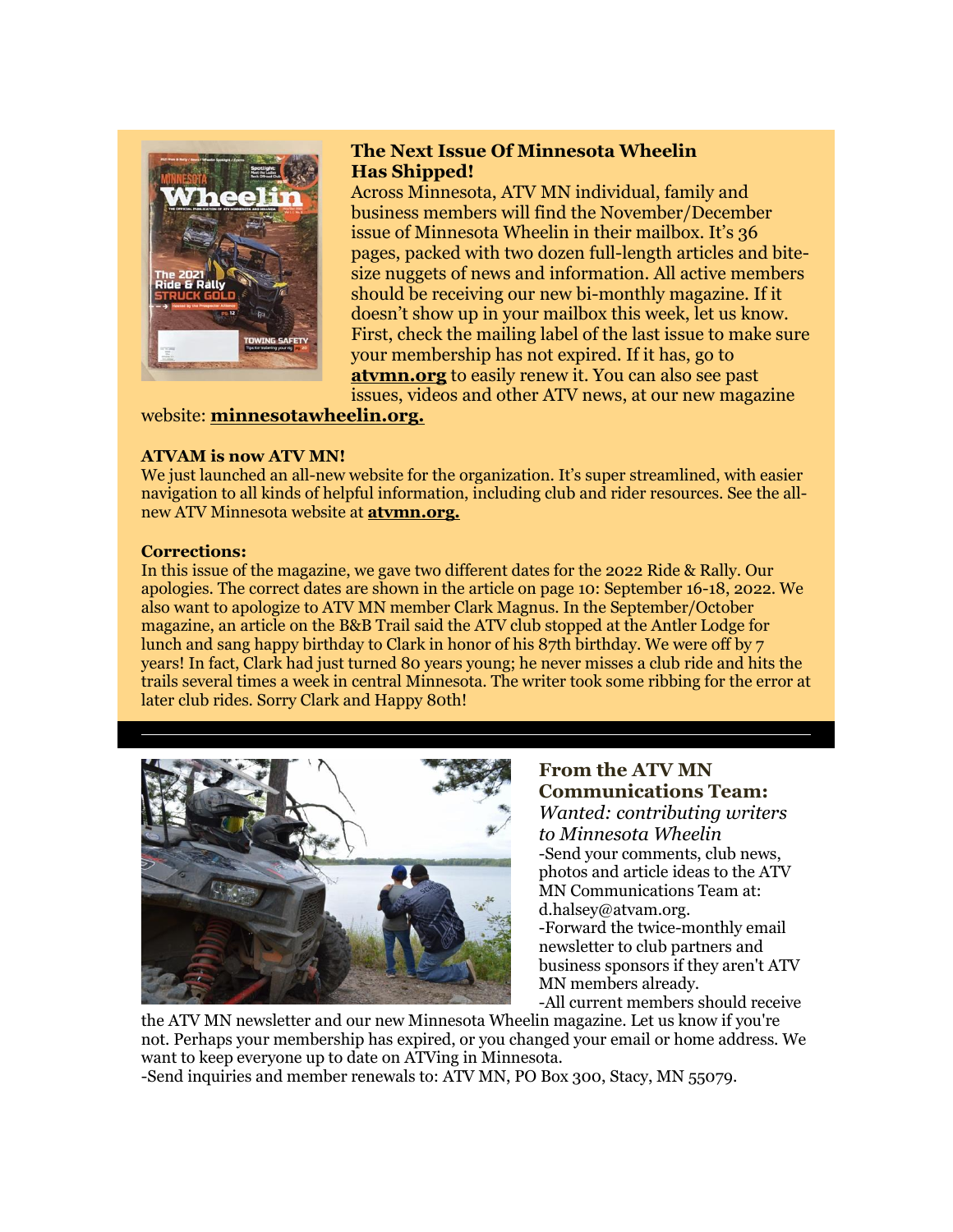### The Next Issue Of Minnesota Wheelin Has Shipped!

Across Minnesota, ATV MN individual, family and business members will find the November/December issue of Minnesota Wheelin in their mailbox. It's 36 pages, packed with two dozen full-length articles and bite-size nuggets of news and information. All active members should be receiving our new bi-monthly magazine. If it doesn't show up in your mailbox this week, let us know. First, check the mailing label of the last issue to make sure your membership has not expired. If it has, go to **atvmn.org** to easily renew it. You can also see past issues, videos and other ATV news, at our new magazine website: **minnesotawheelin.org.**

**ATVAM is now ATV MN!**

We just launched an all-new website for the organization. It's super streamlined, with easier navigation to all kinds of helpful information, including club and rider resources. See the all-new ATV Minnesota website at **atvmn.org.**

**Corrections:**

In this issue of the magazine, we gave two different dates for the 2022 Ride & Rally. Our apologies. The correct dates are shown in the article on page 10: September 16-18, 2022. We also want to apologize to ATV MN member Clark Magnus. In the September/October magazine, an article on the B&B Trail said the ATV club stopped at the Antler Lodge for lunch and sang happy birthday to Clark in honor of his 87th birthday. We were off by 7 years! In fact, Clark had just turned 80 years young; he never misses a club ride and hits the trails several times a week in central Minnesota. The writer took some ribbing for the error at later club rides. Sorry Clark and Happy 80th!

---

### From the ATV MN Communications Team:

*Wanted: contributing writers to Minnesota Wheelin*

-Send your comments, club news, photos and article ideas to the ATV MN Communications Team at: d.halsey@atvam.org.

-Forward the twice-monthly email newsletter to club partners and business sponsors if they aren't ATV MN members already.

-All current members should receive the ATV MN newsletter and our new Minnesota Wheelin magazine. Let us know if you're not. Perhaps your membership has expired, or you changed your email or home address. We want to keep everyone up to date on ATVing in Minnesota.

-Send inquiries and member renewals to: ATV MN, PO Box 300, Stacy, MN 55079.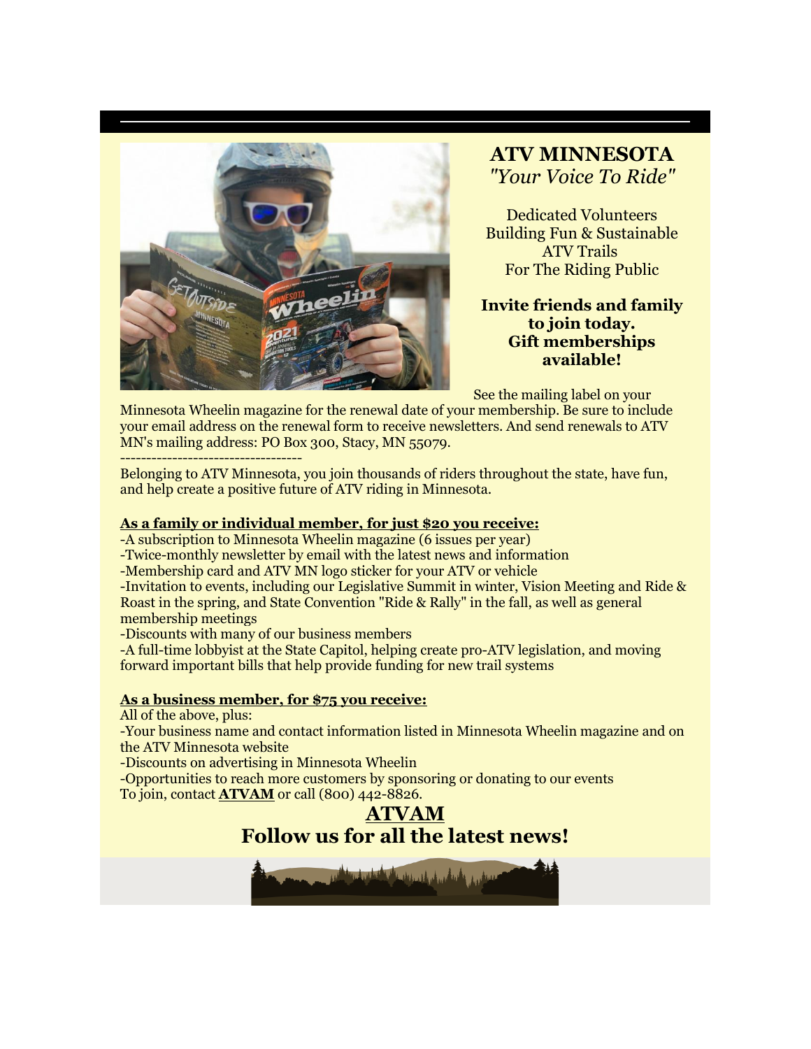# ATV MINNESOTA

*"Your Voice To Ride"*

Dedicated Volunteers Building Fun & Sustainable ATV Trails For The Riding Public

**Invite friends and family to join today. Gift memberships available!**

See the mailing label on your Minnesota Wheelin magazine for the renewal date of your membership. Be sure to include your email address on the renewal form to receive newsletters. And send renewals to ATV MN's mailing address: PO Box 300, Stacy, MN 55079.

-----------------------------------

Belonging to ATV Minnesota, you join thousands of riders throughout the state, have fun, and help create a positive future of ATV riding in Minnesota.

**As a family or individual member, for just $20 you receive:**

-A subscription to Minnesota Wheelin magazine (6 issues per year)
-Twice-monthly newsletter by email with the latest news and information
-Membership card and ATV MN logo sticker for your ATV or vehicle
-Invitation to events, including our Legislative Summit in winter, Vision Meeting and Ride & Roast in the spring, and State Convention "Ride & Rally" in the fall, as well as general membership meetings
-Discounts with many of our business members
-A full-time lobbyist at the State Capitol, helping create pro-ATV legislation, and moving forward important bills that help provide funding for new trail systems

**As a business member, for $75 you receive:**

All of the above, plus:
-Your business name and contact information listed in Minnesota Wheelin magazine and on the ATV Minnesota website
-Discounts on advertising in Minnesota Wheelin
-Opportunities to reach more customers by sponsoring or donating to our events
To join, contact **ATVAM** or call (800) 442-8826.

## ATVAM

## Follow us for all the latest news!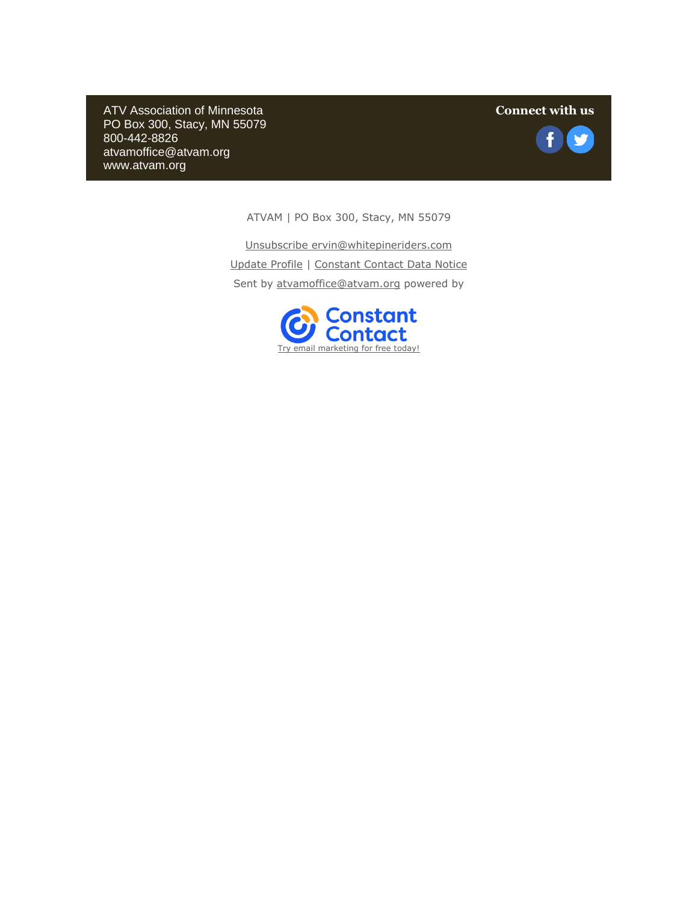ATV Association of Minnesota
PO Box 300, Stacy, MN 55079
800-442-8826
atvamoffice@atvam.org
www.atvam.org

**Connect with us**

ATVAM | PO Box 300, Stacy, MN 55079

Unsubscribe ervin@whitepineriders.com

Update Profile | Constant Contact Data Notice

Sent by atvamoffice@atvam.org powered by

Constant Contact
Try email marketing for free today!